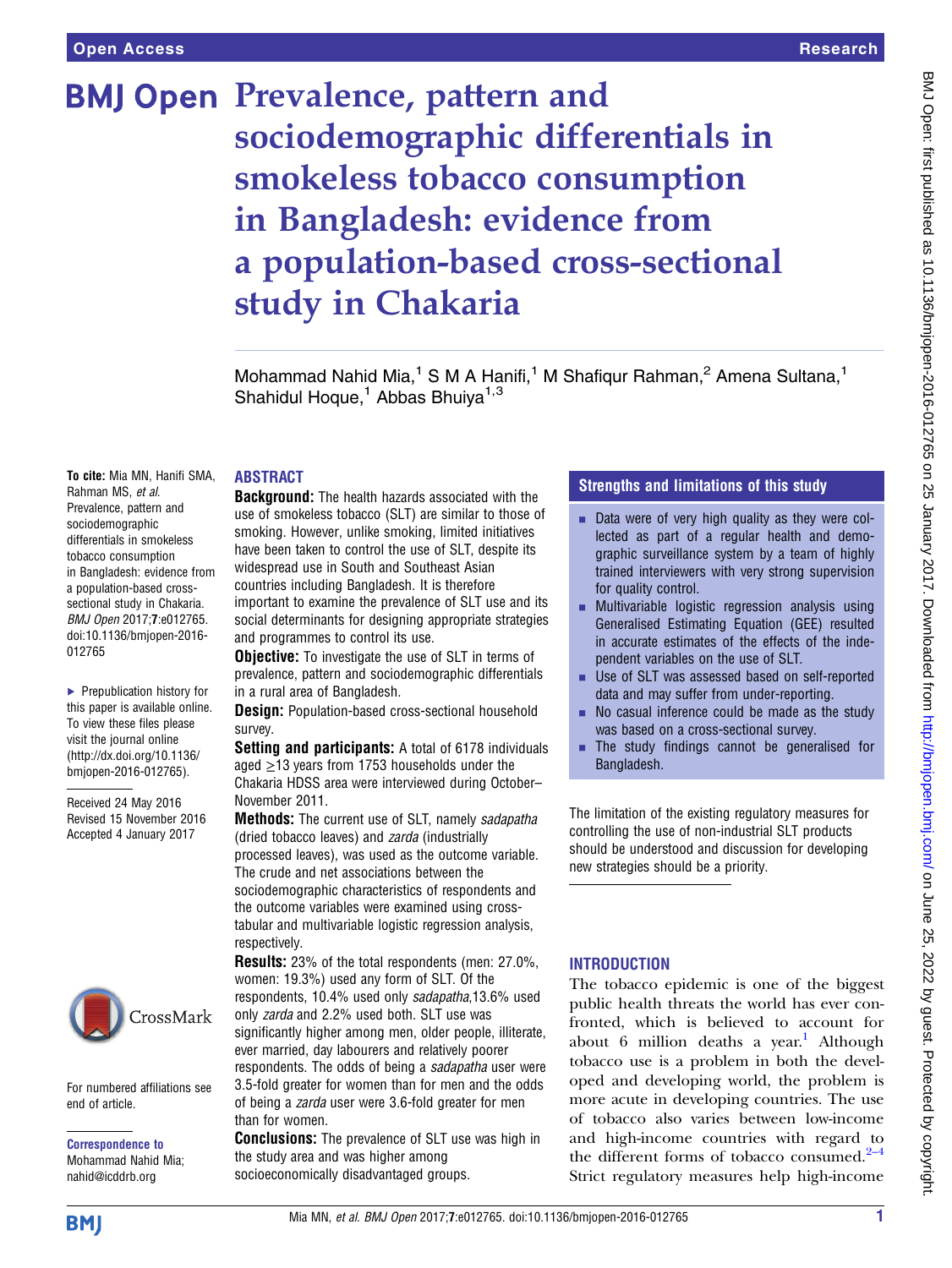# Prevalence, pattern and sociodemographic differentials in smokeless tobacco consumption in Bangladesh: evidence from a population-based cross-sectional study in Chakaria

Mohammad Nahid Mia,[1] S M A Hanifi,[1] M Shafiqur Rahman,[2] Amena Sultana,[1] Shahidul Hoque,[1] Abbas Bhuiya[1,3]

**To cite:** Mia MN, Hanifi SMA, Rahman MS, *et al*. Prevalence, pattern and sociodemographic differentials in smokeless tobacco consumption in Bangladesh: evidence from a population-based cross-sectional study in Chakaria. *BMJ Open* 2017;**7**:e012765. doi:10.1136/bmjopen-2016-012765

► Prepublication history for this paper is available online. To view these files please visit the journal online (http://dx.doi.org/10.1136/bmjopen-2016-012765).

Received 24 May 2016
Revised 15 November 2016
Accepted 4 January 2017

## ABSTRACT

**Background:** The health hazards associated with the use of smokeless tobacco (SLT) are similar to those of smoking. However, unlike smoking, limited initiatives have been taken to control the use of SLT, despite its widespread use in South and Southeast Asian countries including Bangladesh. It is therefore important to examine the prevalence of SLT use and its social determinants for designing appropriate strategies and programmes to control its use.

**Objective:** To investigate the use of SLT in terms of prevalence, pattern and sociodemographic differentials in a rural area of Bangladesh.

**Design:** Population-based cross-sectional household survey.

**Setting and participants:** A total of 6178 individuals aged ≥13 years from 1753 households under the Chakaria HDSS area were interviewed during October–November 2011.

**Methods:** The current use of SLT, namely *sadapatha* (dried tobacco leaves) and *zarda* (industrially processed leaves), was used as the outcome variable. The crude and net associations between the sociodemographic characteristics of respondents and the outcome variables were examined using cross-tabular and multivariable logistic regression analysis, respectively.

**Results:** 23% of the total respondents (men: 27.0%, women: 19.3%) used any form of SLT. Of the respondents, 10.4% used only *sadapatha*,13.6% used only *zarda* and 2.2% used both. SLT use was significantly higher among men, older people, illiterate, ever married, day labourers and relatively poorer respondents. The odds of being a *sadapatha* user were 3.5-fold greater for women than for men and the odds of being a *zarda* user were 3.6-fold greater for men than for women.

**Conclusions:** The prevalence of SLT use was high in the study area and was higher among socioeconomically disadvantaged groups. The limitation of the existing regulatory measures for controlling the use of non-industrial SLT products should be understood and discussion for developing new strategies should be a priority.

### Strengths and limitations of this study

- Data were of very high quality as they were collected as part of a regular health and demographic surveillance system by a team of highly trained interviewers with very strong supervision for quality control.
- Multivariable logistic regression analysis using Generalised Estimating Equation (GEE) resulted in accurate estimates of the effects of the independent variables on the use of SLT.
- Use of SLT was assessed based on self-reported data and may suffer from under-reporting.
- No casual inference could be made as the study was based on a cross-sectional survey.
- The study findings cannot be generalised for Bangladesh.

For numbered affiliations see end of article.

**Correspondence to**
Mohammad Nahid Mia;
nahid@icddrb.org

## INTRODUCTION

The tobacco epidemic is one of the biggest public health threats the world has ever confronted, which is believed to account for about 6 million deaths a year.[1] Although tobacco use is a problem in both the developed and developing world, the problem is more acute in developing countries. The use of tobacco also varies between low-income and high-income countries with regard to the different forms of tobacco consumed.[2–4] Strict regulatory measures help high-income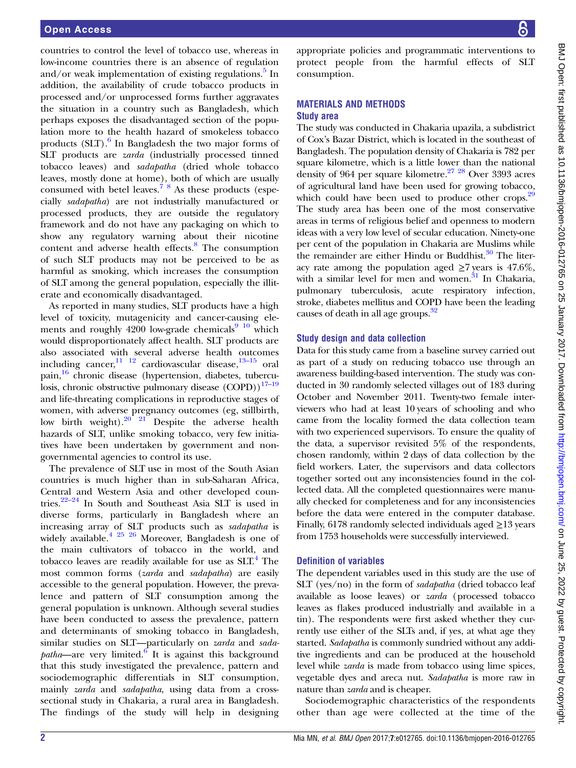countries to control the level of tobacco use, whereas in low-income countries there is an absence of regulation and/or weak implementation of existing regulations.[5] In addition, the availability of crude tobacco products in processed and/or unprocessed forms further aggravates the situation in a country such as Bangladesh, which perhaps exposes the disadvantaged section of the population more to the health hazard of smokeless tobacco products (SLT).[6] In Bangladesh the two major forms of SLT products are *zarda* (industrially processed tinned tobacco leaves) and *sadapatha* (dried whole tobacco leaves, mostly done at home), both of which are usually consumed with betel leaves.[7 8] As these products (especially *sadapatha*) are not industrially manufactured or processed products, they are outside the regulatory framework and do not have any packaging on which to show any regulatory warning about their nicotine content and adverse health effects.[8] The consumption of such SLT products may not be perceived to be as harmful as smoking, which increases the consumption of SLT among the general population, especially the illiterate and economically disadvantaged.

As reported in many studies, SLT products have a high level of toxicity, mutagenicity and cancer-causing elements and roughly 4200 low-grade chemicals[9 10] which would disproportionately affect health. SLT products are also associated with several adverse health outcomes including cancer,[11 12] cardiovascular disease,[13–15] oral pain,[16] chronic disease (hypertension, diabetes, tuberculosis, chronic obstructive pulmonary disease (COPD))[17–19] and life-threating complications in reproductive stages of women, with adverse pregnancy outcomes (eg, stillbirth, low birth weight).[20 21] Despite the adverse health hazards of SLT, unlike smoking tobacco, very few initiatives have been undertaken by government and non-governmental agencies to control its use.

The prevalence of SLT use in most of the South Asian countries is much higher than in sub-Saharan Africa, Central and Western Asia and other developed countries.[22–24] In South and Southeast Asia SLT is used in diverse forms, particularly in Bangladesh where an increasing array of SLT products such as *sadapatha* is widely available.[4 25 26] Moreover, Bangladesh is one of the main cultivators of tobacco in the world, and tobacco leaves are readily available for use as SLT.[4] The most common forms (*zarda* and *sadapatha*) are easily accessible to the general population. However, the prevalence and pattern of SLT consumption among the general population is unknown. Although several studies have been conducted to assess the prevalence, pattern and determinants of smoking tobacco in Bangladesh, similar studies on SLT—particularly on *zarda* and *sadapatha*—are very limited.[6] It is against this background that this study investigated the prevalence, pattern and sociodemographic differentials in SLT consumption, mainly *zarda* and *sadapatha*, using data from a cross-sectional study in Chakaria, a rural area in Bangladesh. The findings of the study will help in designing appropriate policies and programmatic interventions to protect people from the harmful effects of SLT consumption.

## MATERIALS AND METHODS

### Study area

The study was conducted in Chakaria upazila, a subdistrict of Cox's Bazar District, which is located in the southeast of Bangladesh. The population density of Chakaria is 782 per square kilometre, which is a little lower than the national density of 964 per square kilometre.[27 28] Over 3393 acres of agricultural land have been used for growing tobacco, which could have been used to produce other crops.[29] The study area has been one of the most conservative areas in terms of religious belief and openness to modern ideas with a very low level of secular education. Ninety-one per cent of the population in Chakaria are Muslims while the remainder are either Hindu or Buddhist.[30] The literacy rate among the population aged ≥7 years is 47.6%, with a similar level for men and women.[31] In Chakaria, pulmonary tuberculosis, acute respiratory infection, stroke, diabetes mellitus and COPD have been the leading causes of death in all age groups.[32]

### Study design and data collection

Data for this study came from a baseline survey carried out as part of a study on reducing tobacco use through an awareness building-based intervention. The study was conducted in 30 randomly selected villages out of 183 during October and November 2011. Twenty-two female interviewers who had at least 10 years of schooling and who came from the locality formed the data collection team with two experienced supervisors. To ensure the quality of the data, a supervisor revisited 5% of the respondents, chosen randomly, within 2 days of data collection by the field workers. Later, the supervisors and data collectors together sorted out any inconsistencies found in the collected data. All the completed questionnaires were manually checked for completeness and for any inconsistencies before the data were entered in the computer database. Finally, 6178 randomly selected individuals aged ≥13 years from 1753 households were successfully interviewed.

### Definition of variables

The dependent variables used in this study are the use of SLT (yes/no) in the form of *sadapatha* (dried tobacco leaf available as loose leaves) or *zarda* (processed tobacco leaves as flakes produced industrially and available in a tin). The respondents were first asked whether they currently use either of the SLTs and, if yes, at what age they started. *Sadapatha* is commonly sundried without any additive ingredients and can be produced at the household level while *zarda* is made from tobacco using lime spices, vegetable dyes and areca nut. *Sadapatha* is more raw in nature than *zarda* and is cheaper.

Sociodemographic characteristics of the respondents other than age were collected at the time of the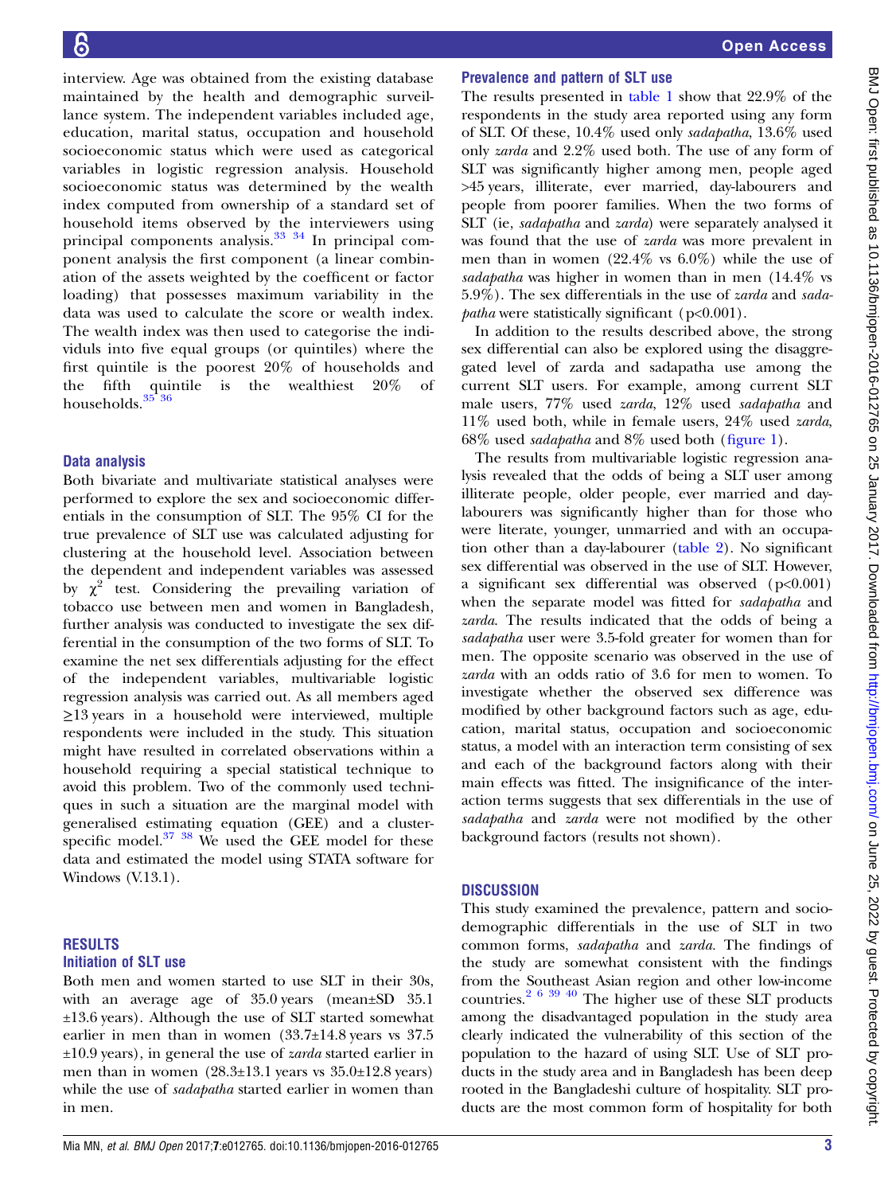interview. Age was obtained from the existing database maintained by the health and demographic surveillance system. The independent variables included age, education, marital status, occupation and household socioeconomic status which were used as categorical variables in logistic regression analysis. Household socioeconomic status was determined by the wealth index computed from ownership of a standard set of household items observed by the interviewers using principal components analysis.[33 34] In principal component analysis the first component (a linear combination of the assets weighted by the coefficent or factor loading) that possesses maximum variability in the data was used to calculate the score or wealth index. The wealth index was then used to categorise the individuls into five equal groups (or quintiles) where the first quintile is the poorest 20% of households and the fifth quintile is the wealthiest 20% of households.[35 36]

### Data analysis

Both bivariate and multivariate statistical analyses were performed to explore the sex and socioeconomic differentials in the consumption of SLT. The 95% CI for the true prevalence of SLT use was calculated adjusting for clustering at the household level. Association between the dependent and independent variables was assessed by $\chi^2$ test. Considering the prevailing variation of tobacco use between men and women in Bangladesh, further analysis was conducted to investigate the sex differential in the consumption of the two forms of SLT. To examine the net sex differentials adjusting for the effect of the independent variables, multivariable logistic regression analysis was carried out. As all members aged ≥13 years in a household were interviewed, multiple respondents were included in the study. This situation might have resulted in correlated observations within a household requiring a special statistical technique to avoid this problem. Two of the commonly used techniques in such a situation are the marginal model with generalised estimating equation (GEE) and a cluster-specific model.[37 38] We used the GEE model for these data and estimated the model using STATA software for Windows (V.13.1).

## RESULTS

### Initiation of SLT use

Both men and women started to use SLT in their 30s, with an average age of 35.0 years (mean±SD 35.1 ±13.6 years). Although the use of SLT started somewhat earlier in men than in women (33.7±14.8 years vs 37.5 ±10.9 years), in general the use of *zarda* started earlier in men than in women (28.3±13.1 years vs 35.0±12.8 years) while the use of *sadapatha* started earlier in women than in men.

### Prevalence and pattern of SLT use

The results presented in table 1 show that 22.9% of the respondents in the study area reported using any form of SLT. Of these, 10.4% used only *sadapatha*, 13.6% used only *zarda* and 2.2% used both. The use of any form of SLT was significantly higher among men, people aged >45 years, illiterate, ever married, day-labourers and people from poorer families. When the two forms of SLT (ie, *sadapatha* and *zarda*) were separately analysed it was found that the use of *zarda* was more prevalent in men than in women (22.4% vs 6.0%) while the use of *sadapatha* was higher in women than in men (14.4% vs 5.9%). The sex differentials in the use of *zarda* and *sadapatha* were statistically significant (p<0.001).

In addition to the results described above, the strong sex differential can also be explored using the disaggregated level of zarda and sadapatha use among the current SLT users. For example, among current SLT male users, 77% used *zarda*, 12% used *sadapatha* and 11% used both, while in female users, 24% used *zarda*, 68% used *sadapatha* and 8% used both (figure 1).

The results from multivariable logistic regression analysis revealed that the odds of being a SLT user among illiterate people, older people, ever married and day-labourers was significantly higher than for those who were literate, younger, unmarried and with an occupation other than a day-labourer (table 2). No significant sex differential was observed in the use of SLT. However, a significant sex differential was observed (p<0.001) when the separate model was fitted for *sadapatha* and *zarda*. The results indicated that the odds of being a *sadapatha* user were 3.5-fold greater for women than for men. The opposite scenario was observed in the use of *zarda* with an odds ratio of 3.6 for men to women. To investigate whether the observed sex difference was modified by other background factors such as age, education, marital status, occupation and socioeconomic status, a model with an interaction term consisting of sex and each of the background factors along with their main effects was fitted. The insignificance of the interaction terms suggests that sex differentials in the use of *sadapatha* and *zarda* were not modified by the other background factors (results not shown).

## DISCUSSION

This study examined the prevalence, pattern and sociodemographic differentials in the use of SLT in two common forms, *sadapatha* and *zarda*. The findings of the study are somewhat consistent with the findings from the Southeast Asian region and other low-income countries.[2 6 39 40] The higher use of these SLT products among the disadvantaged population in the study area clearly indicated the vulnerability of this section of the population to the hazard of using SLT. Use of SLT products in the study area and in Bangladesh has been deep rooted in the Bangladeshi culture of hospitality. SLT products are the most common form of hospitality for both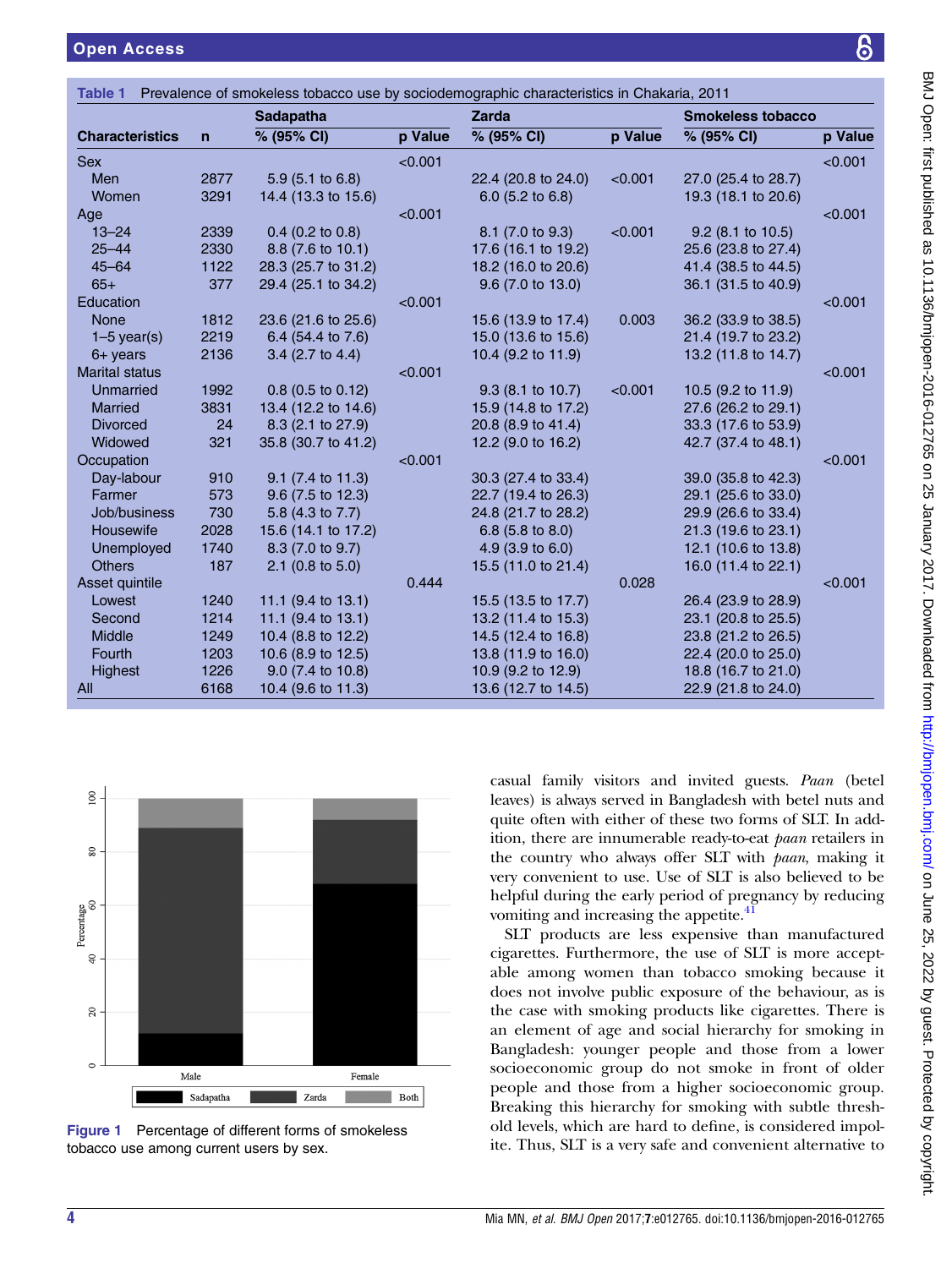**Table 1** Prevalence of smokeless tobacco use by sociodemographic characteristics in Chakaria, 2011

| Characteristics | n | Sadapatha % (95% CI) | p Value | Zarda % (95% CI) | p Value | Smokeless tobacco % (95% CI) | p Value |
|---|---|---|---|---|---|---|---|
| Sex | | | <0.001 | | | | <0.001 |
| Men | 2877 | 5.9 (5.1 to 6.8) | | 22.4 (20.8 to 24.0) | <0.001 | 27.0 (25.4 to 28.7) | |
| Women | 3291 | 14.4 (13.3 to 15.6) | | 6.0 (5.2 to 6.8) | | 19.3 (18.1 to 20.6) | |
| Age | | | <0.001 | | | | <0.001 |
| 13–24 | 2339 | 0.4 (0.2 to 0.8) | | 8.1 (7.0 to 9.3) | <0.001 | 9.2 (8.1 to 10.5) | |
| 25–44 | 2330 | 8.8 (7.6 to 10.1) | | 17.6 (16.1 to 19.2) | | 25.6 (23.8 to 27.4) | |
| 45–64 | 1122 | 28.3 (25.7 to 31.2) | | 18.2 (16.0 to 20.6) | | 41.4 (38.5 to 44.5) | |
| 65+ | 377 | 29.4 (25.1 to 34.2) | | 9.6 (7.0 to 13.0) | | 36.1 (31.5 to 40.9) | |
| Education | | | <0.001 | | | | <0.001 |
| None | 1812 | 23.6 (21.6 to 25.6) | | 15.6 (13.9 to 17.4) | 0.003 | 36.2 (33.9 to 38.5) | |
| 1–5 year(s) | 2219 | 6.4 (54.4 to 7.6) | | 15.0 (13.6 to 15.6) | | 21.4 (19.7 to 23.2) | |
| 6+ years | 2136 | 3.4 (2.7 to 4.4) | | 10.4 (9.2 to 11.9) | | 13.2 (11.8 to 14.7) | |
| Marital status | | | <0.001 | | | | <0.001 |
| Unmarried | 1992 | 0.8 (0.5 to 0.12) | | 9.3 (8.1 to 10.7) | <0.001 | 10.5 (9.2 to 11.9) | |
| Married | 3831 | 13.4 (12.2 to 14.6) | | 15.9 (14.8 to 17.2) | | 27.6 (26.2 to 29.1) | |
| Divorced | 24 | 8.3 (2.1 to 27.9) | | 20.8 (8.9 to 41.4) | | 33.3 (17.6 to 53.9) | |
| Widowed | 321 | 35.8 (30.7 to 41.2) | | 12.2 (9.0 to 16.2) | | 42.7 (37.4 to 48.1) | |
| Occupation | | | <0.001 | | | | <0.001 |
| Day-labour | 910 | 9.1 (7.4 to 11.3) | | 30.3 (27.4 to 33.4) | | 39.0 (35.8 to 42.3) | |
| Farmer | 573 | 9.6 (7.5 to 12.3) | | 22.7 (19.4 to 26.3) | | 29.1 (25.6 to 33.0) | |
| Job/business | 730 | 5.8 (4.3 to 7.7) | | 24.8 (21.7 to 28.2) | | 29.9 (26.6 to 33.4) | |
| Housewife | 2028 | 15.6 (14.1 to 17.2) | | 6.8 (5.8 to 8.0) | | 21.3 (19.6 to 23.1) | |
| Unemployed | 1740 | 8.3 (7.0 to 9.7) | | 4.9 (3.9 to 6.0) | | 12.1 (10.6 to 13.8) | |
| Others | 187 | 2.1 (0.8 to 5.0) | | 15.5 (11.0 to 21.4) | | 16.0 (11.4 to 22.1) | |
| Asset quintile | | | 0.444 | | 0.028 | | <0.001 |
| Lowest | 1240 | 11.1 (9.4 to 13.1) | | 15.5 (13.5 to 17.7) | | 26.4 (23.9 to 28.9) | |
| Second | 1214 | 11.1 (9.4 to 13.1) | | 13.2 (11.4 to 15.3) | | 23.1 (20.8 to 25.5) | |
| Middle | 1249 | 10.4 (8.8 to 12.2) | | 14.5 (12.4 to 16.8) | | 23.8 (21.2 to 26.5) | |
| Fourth | 1203 | 10.6 (8.9 to 12.5) | | 13.8 (11.9 to 16.0) | | 22.4 (20.0 to 25.0) | |
| Highest | 1226 | 9.0 (7.4 to 10.8) | | 10.9 (9.2 to 12.9) | | 18.8 (16.7 to 21.0) | |
| All | 6168 | 10.4 (9.6 to 11.3) | | 13.6 (12.7 to 14.5) | | 22.9 (21.8 to 24.0) | |

**Figure 1** Percentage of different forms of smokeless tobacco use among current users by sex.

casual family visitors and invited guests. *Paan* (betel leaves) is always served in Bangladesh with betel nuts and quite often with either of these two forms of SLT. In addition, there are innumerable ready-to-eat *paan* retailers in the country who always offer SLT with *paan*, making it very convenient to use. Use of SLT is also believed to be helpful during the early period of pregnancy by reducing vomiting and increasing the appetite.[41]

SLT products are less expensive than manufactured cigarettes. Furthermore, the use of SLT is more acceptable among women than tobacco smoking because it does not involve public exposure of the behaviour, as is the case with smoking products like cigarettes. There is an element of age and social hierarchy for smoking in Bangladesh: younger people and those from a lower socioeconomic group do not smoke in front of older people and those from a higher socioeconomic group. Breaking this hierarchy for smoking with subtle threshold levels, which are hard to define, is considered impolite. Thus, SLT is a very safe and convenient alternative to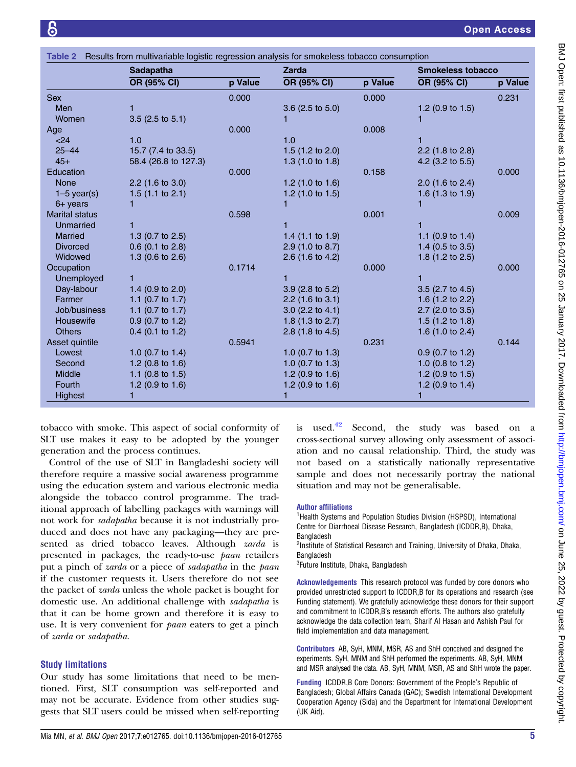**Table 2** Results from multivariable logistic regression analysis for smokeless tobacco consumption

| | Sadapatha | | Zarda | | Smokeless tobacco | |
|---|---|---|---|---|---|---|
| | OR (95% CI) | p Value | OR (95% CI) | p Value | OR (95% CI) | p Value |
| Sex | | 0.000 | | 0.000 | | 0.231 |
| Men | 1 | | 3.6 (2.5 to 5.0) | | 1.2 (0.9 to 1.5) | |
| Women | 3.5 (2.5 to 5.1) | | 1 | | 1 | |
| Age | | 0.000 | | 0.008 | | |
| <24 | 1.0 | | 1.0 | | 1 | |
| 25–44 | 15.7 (7.4 to 33.5) | | 1.5 (1.2 to 2.0) | | 2.2 (1.8 to 2.8) | |
| 45+ | 58.4 (26.8 to 127.3) | | 1.3 (1.0 to 1.8) | | 4.2 (3.2 to 5.5) | |
| Education | | 0.000 | | 0.158 | | 0.000 |
| None | 2.2 (1.6 to 3.0) | | 1.2 (1.0 to 1.6) | | 2.0 (1.6 to 2.4) | |
| 1–5 year(s) | 1.5 (1.1 to 2.1) | | 1.2 (1.0 to 1.5) | | 1.6 (1.3 to 1.9) | |
| 6+ years | 1 | | 1 | | 1 | |
| Marital status | | 0.598 | | 0.001 | | 0.009 |
| Unmarried | 1 | | 1 | | 1 | |
| Married | 1.3 (0.7 to 2.5) | | 1.4 (1.1 to 1.9) | | 1.1 (0.9 to 1.4) | |
| Divorced | 0.6 (0.1 to 2.8) | | 2.9 (1.0 to 8.7) | | 1.4 (0.5 to 3.5) | |
| Widowed | 1.3 (0.6 to 2.6) | | 2.6 (1.6 to 4.2) | | 1.8 (1.2 to 2.5) | |
| Occupation | | 0.1714 | | 0.000 | | 0.000 |
| Unemployed | 1 | | 1 | | 1 | |
| Day-labour | 1.4 (0.9 to 2.0) | | 3.9 (2.8 to 5.2) | | 3.5 (2.7 to 4.5) | |
| Farmer | 1.1 (0.7 to 1.7) | | 2.2 (1.6 to 3.1) | | 1.6 (1.2 to 2.2) | |
| Job/business | 1.1 (0.7 to 1.7) | | 3.0 (2.2 to 4.1) | | 2.7 (2.0 to 3.5) | |
| Housewife | 0.9 (0.7 to 1.2) | | 1.8 (1.3 to 2.7) | | 1.5 (1.2 to 1.8) | |
| Others | 0.4 (0.1 to 1.2) | | 2.8 (1.8 to 4.5) | | 1.6 (1.0 to 2.4) | |
| Asset quintile | | 0.5941 | | 0.231 | | 0.144 |
| Lowest | 1.0 (0.7 to 1.4) | | 1.0 (0.7 to 1.3) | | 0.9 (0.7 to 1.2) | |
| Second | 1.2 (0.8 to 1.6) | | 1.0 (0.7 to 1.3) | | 1.0 (0.8 to 1.2) | |
| Middle | 1.1 (0.8 to 1.5) | | 1.2 (0.9 to 1.6) | | 1.2 (0.9 to 1.5) | |
| Fourth | 1.2 (0.9 to 1.6) | | 1.2 (0.9 to 1.6) | | 1.2 (0.9 to 1.4) | |
| Highest | 1 | | 1 | | 1 | |

tobacco with smoke. This aspect of social conformity of SLT use makes it easy to be adopted by the younger generation and the process continues.

Control of the use of SLT in Bangladeshi society will therefore require a massive social awareness programme using the education system and various electronic media alongside the tobacco control programme. The traditional approach of labelling packages with warnings will not work for *sadapatha* because it is not industrially produced and does not have any packaging—they are presented as dried tobacco leaves. Although *zarda* is presented in packages, the ready-to-use *paan* retailers put a pinch of *zarda* or a piece of *sadapatha* in the *paan* if the customer requests it. Users therefore do not see the packet of *zarda* unless the whole packet is bought for domestic use. An additional challenge with *sadapatha* is that it can be home grown and therefore it is easy to use. It is very convenient for *paan* eaters to get a pinch of *zarda* or *sadapatha*.

## Study limitations

Our study has some limitations that need to be mentioned. First, SLT consumption was self-reported and may not be accurate. Evidence from other studies suggests that SLT users could be missed when self-reporting is used.[42] Second, the study was based on a cross-sectional survey allowing only assessment of association and no causal relationship. Third, the study was not based on a statistically nationally representative sample and does not necessarily portray the national situation and may not be generalisable.

**Author affiliations**

[1]Health Systems and Population Studies Division (HSPSD), International Centre for Diarrhoeal Disease Research, Bangladesh (ICDDR,B), Dhaka, Bangladesh

[2]Institute of Statistical Research and Training, University of Dhaka, Dhaka, Bangladesh

[3]Future Institute, Dhaka, Bangladesh

**Acknowledgements** This research protocol was funded by core donors who provided unrestricted support to ICDDR,B for its operations and research (see Funding statement). We gratefully acknowledge these donors for their support and commitment to ICDDR,B's research efforts. The authors also gratefully acknowledge the data collection team, Sharif Al Hasan and Ashish Paul for field implementation and data management.

**Contributors** AB, SyH, MNM, MSR, AS and ShH conceived and designed the experiments. SyH, MNM and ShH performed the experiments. AB, SyH, MNM and MSR analysed the data. AB, SyH, MNM, MSR, AS and ShH wrote the paper.

**Funding** ICDDR,B Core Donors: Government of the People's Republic of Bangladesh; Global Affairs Canada (GAC); Swedish International Development Cooperation Agency (Sida) and the Department for International Development (UK Aid).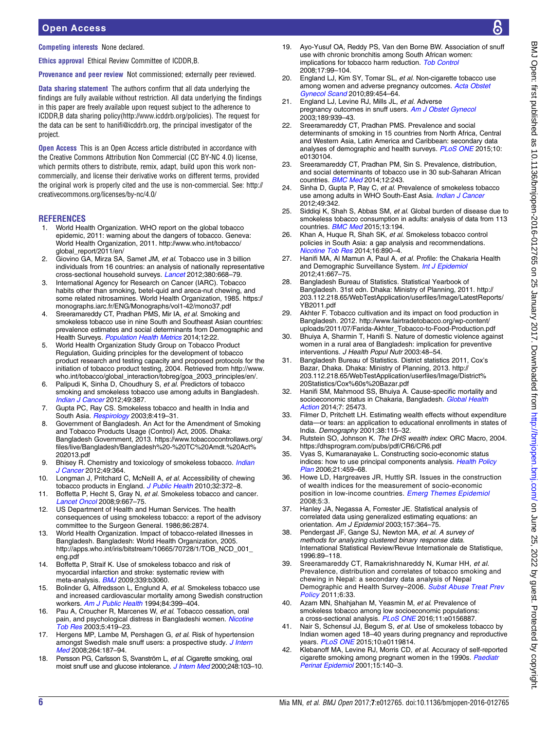**Competing interests** None declared.

**Ethics approval** Ethical Review Committee of ICDDR,B.

**Provenance and peer review** Not commissioned; externally peer reviewed.

**Data sharing statement** The authors confirm that all data underlying the findings are fully available without restriction. All data underlying the findings in this paper are freely available upon request subject to the adherence to ICDDR,B data sharing policy(http://www.icddrb.org/policies). The request for the data can be sent to hanifi@icddrb.org, the principal investigator of the project.

**Open Access** This is an Open Access article distributed in accordance with the Creative Commons Attribution Non Commercial (CC BY-NC 4.0) license, which permits others to distribute, remix, adapt, build upon this work non-commercially, and license their derivative works on different terms, provided the original work is properly cited and the use is non-commercial. See: http://creativecommons.org/licenses/by-nc/4.0/

## REFERENCES

1. World Health Organization. WHO report on the global tobacco epidemic, 2011: warning about the dangers of tobacco. Geneva: World Health Organization, 2011. http://www.who.int/tobacco/global_report/2011/en/
2. Giovino GA, Mirza SA, Samet JM, *et al*. Tobacco use in 3 billion individuals from 16 countries: an analysis of nationally representative cross-sectional household surveys. *Lancet* 2012;380:668–79.
3. International Agency for Research on Cancer (IARC). Tobacco habits other than smoking, betel-quid and areca-nut chewing, and some related nitrosamines. World Health Organization, 1985. https://monographs.iarc.fr/ENG/Monographs/vol1-42/mono37.pdf
4. Sreeramareddy CT, Pradhan PMS, Mir IA, *et al*. Smoking and smokeless tobacco use in nine South and Southeast Asian countries: prevalence estimates and social determinants from Demographic and Health Surveys. *Population Health Metrics* 2014;12:22.
5. World Health Organization Study Group on Tobacco Product Regulation, Guiding principles for the development of tobacco product research and testing capacity and proposed protocols for the initiation of tobacco product testing, 2004. Retrieved from http://www.who.int/tobacco/global_interaction/tobreg/goa_2003_principles/en/.
6. Palipudi K, Sinha D, Choudhury S, *et al*. Predictors of tobacco smoking and smokeless tobacco use among adults in Bangladesh. *Indian J Cancer* 2012;49:387.
7. Gupta PC, Ray CS. Smokeless tobacco and health in India and South Asia. *Respirology* 2003;8:419–31.
8. Government of Bangladesh. An Act for the Amendment of Smoking and Tobacco Products Usage (Control) Act, 2005. Dhaka: Bangladesh Government, 2013. https://www.tobaccocontrollaws.org/files/live/Bangladesh/Bangladesh%20-%20TC%20Amdt.%20Act%202013.pdf
9. Bhisey R. Chemistry and toxicology of smokeless tobacco. *Indian J Cancer* 2012;49:364.
10. Longman J, Pritchard C, McNeill A, *et al*. Accessibility of chewing tobacco products in England. *J Public Health* 2010;32:372–8.
11. Boffetta P, Hecht S, Gray N, *et al*. Smokeless tobacco and cancer. *Lancet Oncol* 2008;9:667–75.
12. US Department of Health and Human Services. The health consequences of using smokeless tobacco: a report of the advisory committee to the Surgeon General. 1986;86:2874.
13. World Health Organization. Impact of tobacco-related illnesses in Bangladesh. Bangladesh: World Health Organization, 2005. http://apps.who.int/iris/bitstream/10665/70728/1/TOB_NCD_001_eng.pdf
14. Boffetta P, Straif K. Use of smokeless tobacco and risk of myocardial infarction and stroke: systematic review with meta-analysis. *BMJ* 2009;339:b3060.
15. Bolinder G, Alfredsson L, Englund A, *et al*. Smokeless tobacco use and increased cardiovascular mortality among Swedish construction workers. *Am J Public Health* 1994;84:399–404.
16. Pau A, Croucher R, Marcenes W, *et al*. Tobacco cessation, oral pain, and psychological distress in Bangladeshi women. *Nicotine Tob Res* 2003;5:419–23.
17. Hergens MP, Lambe M, Pershagen G, *et al*. Risk of hypertension amongst Swedish male snuff users: a prospective study. *J Intern Med* 2008;264:187–94.
18. Persson PG, Carlsson S, Svanström L, *et al*. Cigarette smoking, oral moist snuff use and glucose intolerance. *J Intern Med* 2000;248:103–10.
19. Ayo-Yusuf OA, Reddy PS, Van den Borne BW. Association of snuff use with chronic bronchitis among South African women: implications for tobacco harm reduction. *Tob Control* 2008;17:99–104.
20. England LJ, Kim SY, Tomar SL, *et al*. Non-cigarette tobacco use among women and adverse pregnancy outcomes. *Acta Obstet Gynecol Scand* 2010;89:454–64.
21. England LJ, Levine RJ, Mills JL, *et al*. Adverse pregnancy outcomes in snuff users. *Am J Obstet Gynecol* 2003;189:939–43.
22. Sreeramareddy CT, Pradhan PMS. Prevalence and social determinants of smoking in 15 countries from North Africa, Central and Western Asia, Latin America and Caribbean: secondary data analyses of demographic and health surveys. *PLoS ONE* 2015;10:e0130104.
23. Sreeramareddy CT, Pradhan PM, Sin S. Prevalence, distribution, and social determinants of tobacco use in 30 sub-Saharan African countries. *BMC Med* 2014;12:243.
24. Sinha D, Gupta P, Ray C, *et al*. Prevalence of smokeless tobacco use among adults in WHO South-East Asia. *Indian J Cancer* 2012;49:342.
25. Siddiqi K, Shah S, Abbas SM, *et al*. Global burden of disease due to smokeless tobacco consumption in adults: analysis of data from 113 countries. *BMC Med* 2015;13:194.
26. Khan A, Huque R, Shah SK, *et al*. Smokeless tobacco control policies in South Asia: a gap analysis and recommendations. *Nicotine Tob Res* 2014;16:890–4.
27. Hanifi MA, Al Mamun A, Paul A, *et al*. Profile: the Chakaria Health and Demographic Surveillance System. *Int J Epidemiol* 2012;41:667–75.
28. Bangladesh Bureau of Statistics. Statistical Yearbook of Bangladesh. 31st edn. Dhaka: Ministry of Planning, 2011. http://203.112.218.65/WebTestApplication/userfiles/Image/LatestReports/YB2011.pdf
29. Akhter F. Tobacco cultivation and its impact on food production in Bangladesh. 2012. http://www.fairtradetobacco.org/wp-content/uploads/2011/07/Farida-Akhter_Tobacco-to-Food-Production.pdf
30. Bhuiya A, Sharmin T, Hanifi S. Nature of domestic violence against women in a rural area of Bangladesh: implication for preventive interventions. *J Health Popul Nutr* 2003:48–54.
31. Bangladesh Bureau of Statistics. District statistics 2011, Cox's Bazar, Dhaka. Dhaka: Ministry of Planning, 2013. http://203.112.218.65/WebTestApplication/userfiles/Image/District%20Statistics/Cox%60s%20Bazar.pdf
32. Hanifi SM, Mahmood SS, Bhuiya A. Cause-specific mortality and socioeconomic status in Chakaria, Bangladesh. *Global Health Action* 2014;7: 25473.
33. Filmer D, Pritchett LH. Estimating wealth effects without expenditure data—or tears: an application to educational enrollments in states of India. *Demography* 2001;38:115–32.
34. Rutstein SO, Johnson K. *The DHS wealth index*: ORC Macro, 2004. https://dhsprogram.com/pubs/pdf/CR6/CR6.pdf
35. Vyas S, Kumaranayake L. Constructing socio-economic status indices: how to use principal components analysis. *Health Policy Plan* 2006;21:459–68.
36. Howe LD, Hargreaves JR, Huttly SR. Issues in the construction of wealth indices for the measurement of socio-economic position in low-income countries. *Emerg Themes Epidemiol* 2008;5:3.
37. Hanley JA, Negassa A, Forrester JE. Statistical analysis of correlated data using generalized estimating equations: an orientation. *Am J Epidemiol* 2003;157:364–75.
38. Pendergast JF, Gange SJ, Newton MA, *et al*. *A survey of methods for analyzing clustered binary response data*. International Statistical Review/Revue Internationale de Statistique, 1996:89–118.
39. Sreeramareddy CT, Ramakrishnareddy N, Kumar HH, *et al*. Prevalence, distribution and correlates of tobacco smoking and chewing in Nepal: a secondary data analysis of Nepal Demographic and Health Survey–2006. *Subst Abuse Treat Prev Policy* 2011;6:33.
40. Azam MN, Shahjahan M, Yeasmin M, *et al*. Prevalence of smokeless tobacco among low socioeconomic populations: a cross-sectional analysis. *PLoS ONE* 2016;11:e0156887.
41. Nair S, Schensul JJ, Begum S, *et al*. Use of smokeless tobacco by Indian women aged 18–40 years during pregnancy and reproductive years. *PLoS ONE* 2015;10:e0119814.
42. Klebanoff MA, Levine RJ, Morris CD, *et al*. Accuracy of self-reported cigarette smoking among pregnant women in the 1990s. *Paediatr Perinat Epidemiol* 2001;15:140–3.